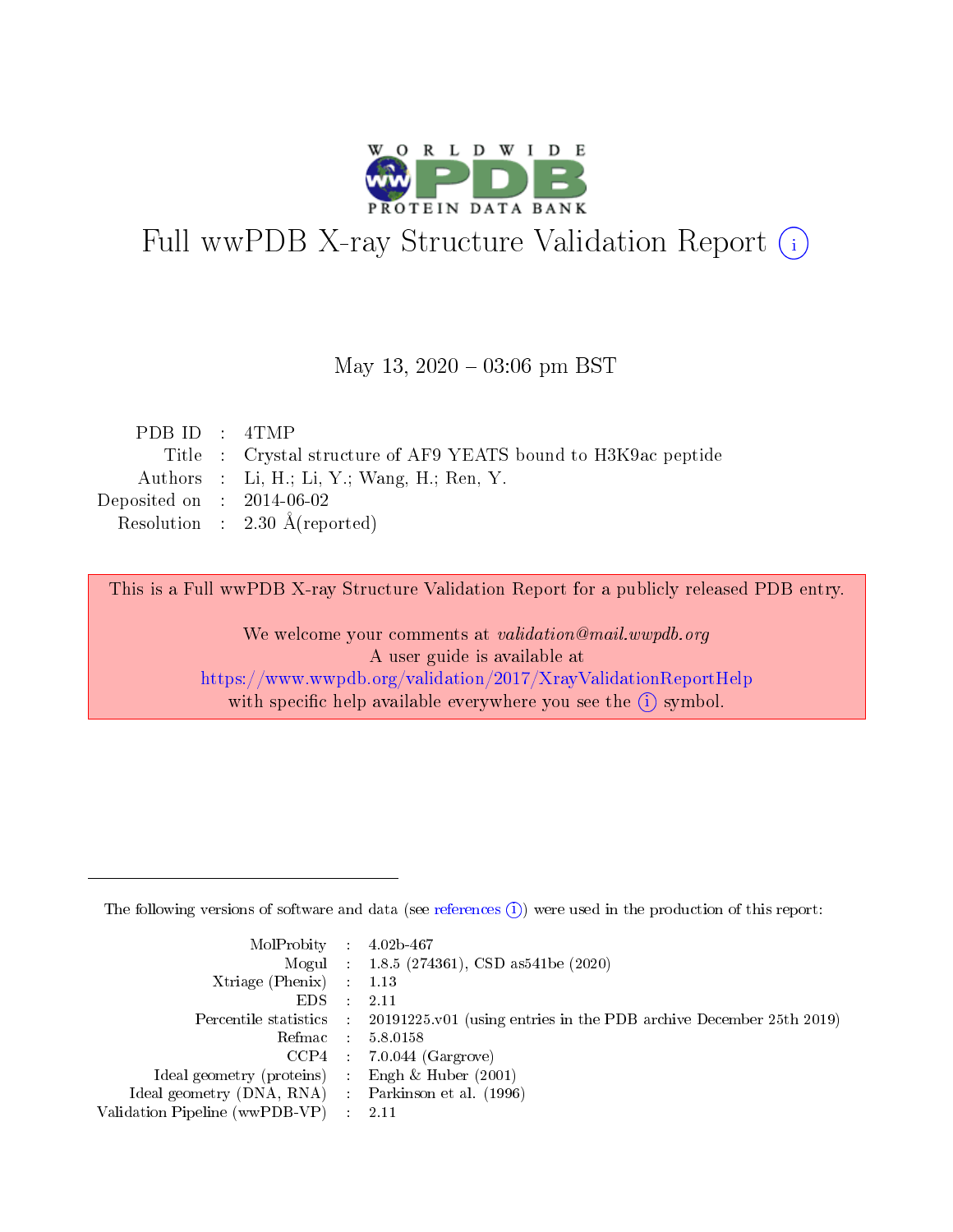# Full wwPDB X-ray Structure Validation Report (i)

May 13, 2020 – 03:06 pm BST

| | | |
|---|---|---|
| PDB ID | : | 4TMP |
| Title | : | Crystal structure of AF9 YEATS bound to H3K9ac peptide |
| Authors | : | Li, H.; Li, Y.; Wang, H.; Ren, Y. |
| Deposited on | : | 2014-06-02 |
| Resolution | : | 2.30 Å(reported) |

This is a Full wwPDB X-ray Structure Validation Report for a publicly released PDB entry.

We welcome your comments at *validation@mail.wwpdb.org*
A user guide is available at
https://www.wwpdb.org/validation/2017/XrayValidationReportHelp
with specific help available everywhere you see the (i) symbol.

---

The following versions of software and data (see references (i)) were used in the production of this report:

| | | |
|---|---|---|
| MolProbity | : | 4.02b-467 |
| Mogul | : | 1.8.5 (274361), CSD as541be (2020) |
| Xtriage (Phenix) | : | 1.13 |
| EDS | : | 2.11 |
| Percentile statistics | : | 20191225.v01 (using entries in the PDB archive December 25th 2019) |
| Refmac | : | 5.8.0158 |
| CCP4 | : | 7.0.044 (Gargrove) |
| Ideal geometry (proteins) | : | Engh & Huber (2001) |
| Ideal geometry (DNA, RNA) | : | Parkinson et al. (1996) |
| Validation Pipeline (wwPDB-VP) | : | 2.11 |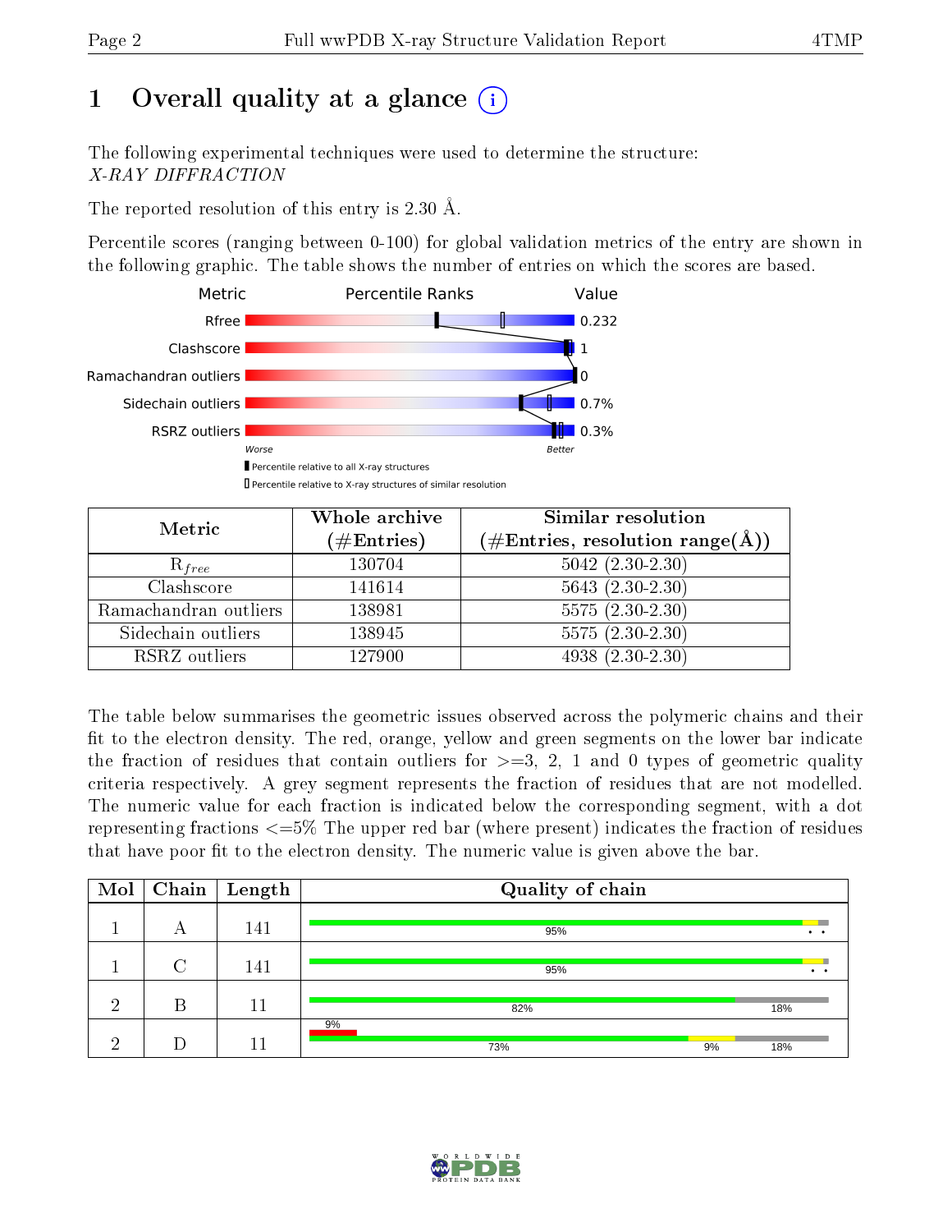# 1 Overall quality at a glance (i)

The following experimental techniques were used to determine the structure:
*X-RAY DIFFRACTION*

The reported resolution of this entry is 2.30 Å.

Percentile scores (ranging between 0-100) for global validation metrics of the entry are shown in the following graphic. The table shows the number of entries on which the scores are based.

| Metric | Value |
|---|---|
| Rfree | 0.232 |
| Clashscore | 1 |
| Ramachandran outliers | 0 |
| Sidechain outliers | 0.7% |
| RSRZ outliers | 0.3% |

Worse — Better

▮ Percentile relative to all X-ray structures
▯ Percentile relative to X-ray structures of similar resolution

| Metric | Whole archive (#Entries) | Similar resolution (#Entries, resolution range(Å)) |
|---|---|---|
| $R_{free}$ | 130704 | 5042 (2.30-2.30) |
| Clashscore | 141614 | 5643 (2.30-2.30) |
| Ramachandran outliers | 138981 | 5575 (2.30-2.30) |
| Sidechain outliers | 138945 | 5575 (2.30-2.30) |
| RSRZ outliers | 127900 | 4938 (2.30-2.30) |

The table below summarises the geometric issues observed across the polymeric chains and their fit to the electron density. The red, orange, yellow and green segments on the lower bar indicate the fraction of residues that contain outliers for >=3, 2, 1 and 0 types of geometric quality criteria respectively. A grey segment represents the fraction of residues that are not modelled. The numeric value for each fraction is indicated below the corresponding segment, with a dot representing fractions <=5% The upper red bar (where present) indicates the fraction of residues that have poor fit to the electron density. The numeric value is given above the bar.

| Mol | Chain | Length | Quality of chain |
|---|---|---|---|
| 1 | A | 141 | 95% • • |
| 1 | C | 141 | 95% • • |
| 2 | B | 11 | 82% 18% |
| 2 | D | 11 | 9% (poor fit); 73% 9% 18% |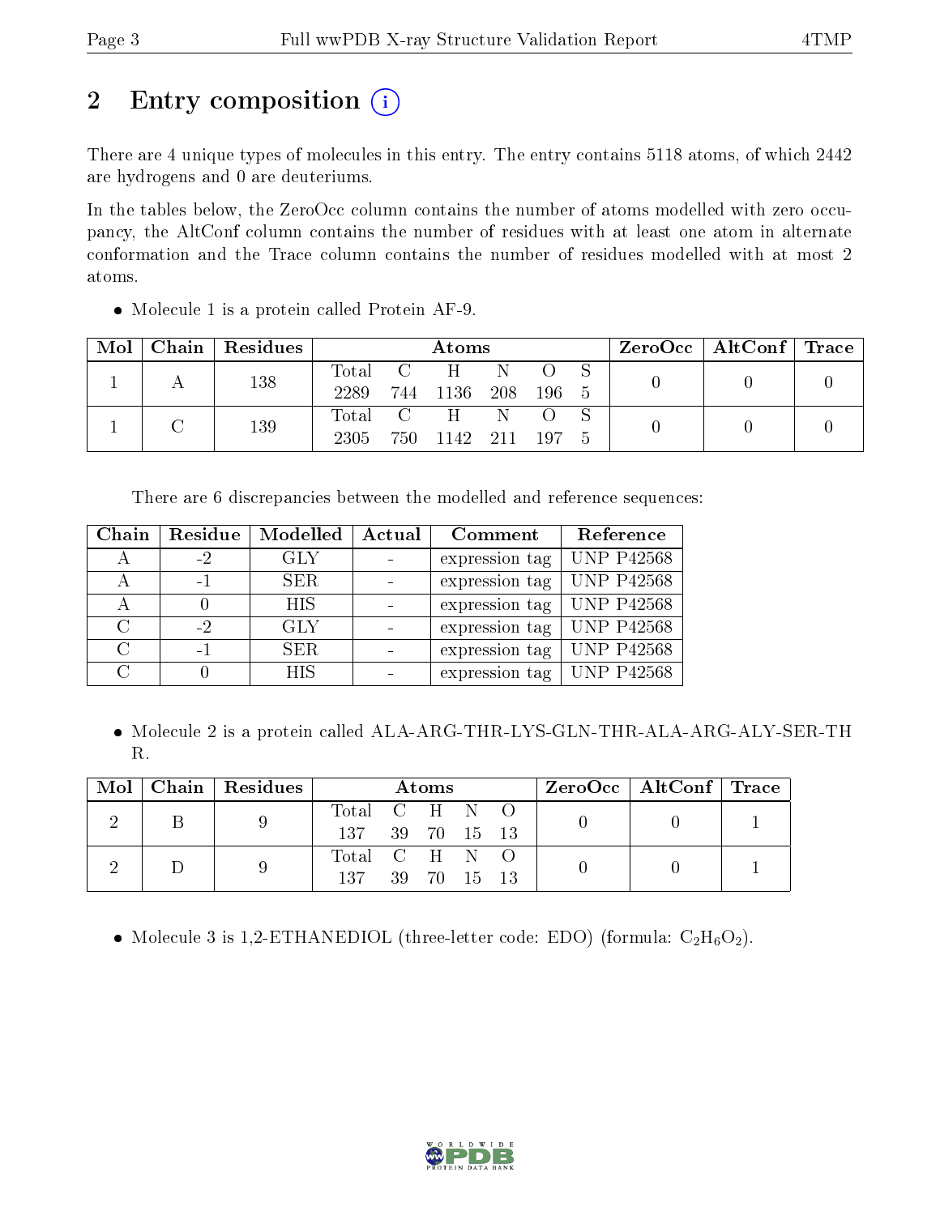## 2 Entry composition

There are 4 unique types of molecules in this entry. The entry contains 5118 atoms, of which 2442 are hydrogens and 0 are deuteriums.

In the tables below, the ZeroOcc column contains the number of atoms modelled with zero occupancy, the AltConf column contains the number of residues with at least one atom in alternate conformation and the Trace column contains the number of residues modelled with at most 2 atoms.

- Molecule 1 is a protein called Protein AF-9.

| Mol | Chain | Residues | Atoms | | | | | | ZeroOcc | AltConf | Trace |
|---|---|---|---|---|---|---|---|---|---|---|---|
| 1 | A | 138 | Total<br>2289 | C<br>744 | H<br>1136 | N<br>208 | O<br>196 | S<br>5 | 0 | 0 | 0 |
| 1 | C | 139 | Total<br>2305 | C<br>750 | H<br>1142 | N<br>211 | O<br>197 | S<br>5 | 0 | 0 | 0 |

There are 6 discrepancies between the modelled and reference sequences:

| Chain | Residue | Modelled | Actual | Comment | Reference |
|---|---|---|---|---|---|
| A | -2 | GLY | - | expression tag | UNP P42568 |
| A | -1 | SER | - | expression tag | UNP P42568 |
| A | 0 | HIS | - | expression tag | UNP P42568 |
| C | -2 | GLY | - | expression tag | UNP P42568 |
| C | -1 | SER | - | expression tag | UNP P42568 |
| C | 0 | HIS | - | expression tag | UNP P42568 |

- Molecule 2 is a protein called ALA-ARG-THR-LYS-GLN-THR-ALA-ARG-ALY-SER-THR.

| Mol | Chain | Residues | Atoms | | | | | ZeroOcc | AltConf | Trace |
|---|---|---|---|---|---|---|---|---|---|---|
| 2 | B | 9 | Total<br>137 | C<br>39 | H<br>70 | N<br>15 | O<br>13 | 0 | 0 | 1 |
| 2 | D | 9 | Total<br>137 | C<br>39 | H<br>70 | N<br>15 | O<br>13 | 0 | 0 | 1 |

- Molecule 3 is 1,2-ETHANEDIOL (three-letter code: EDO) (formula: $C_2H_6O_2$).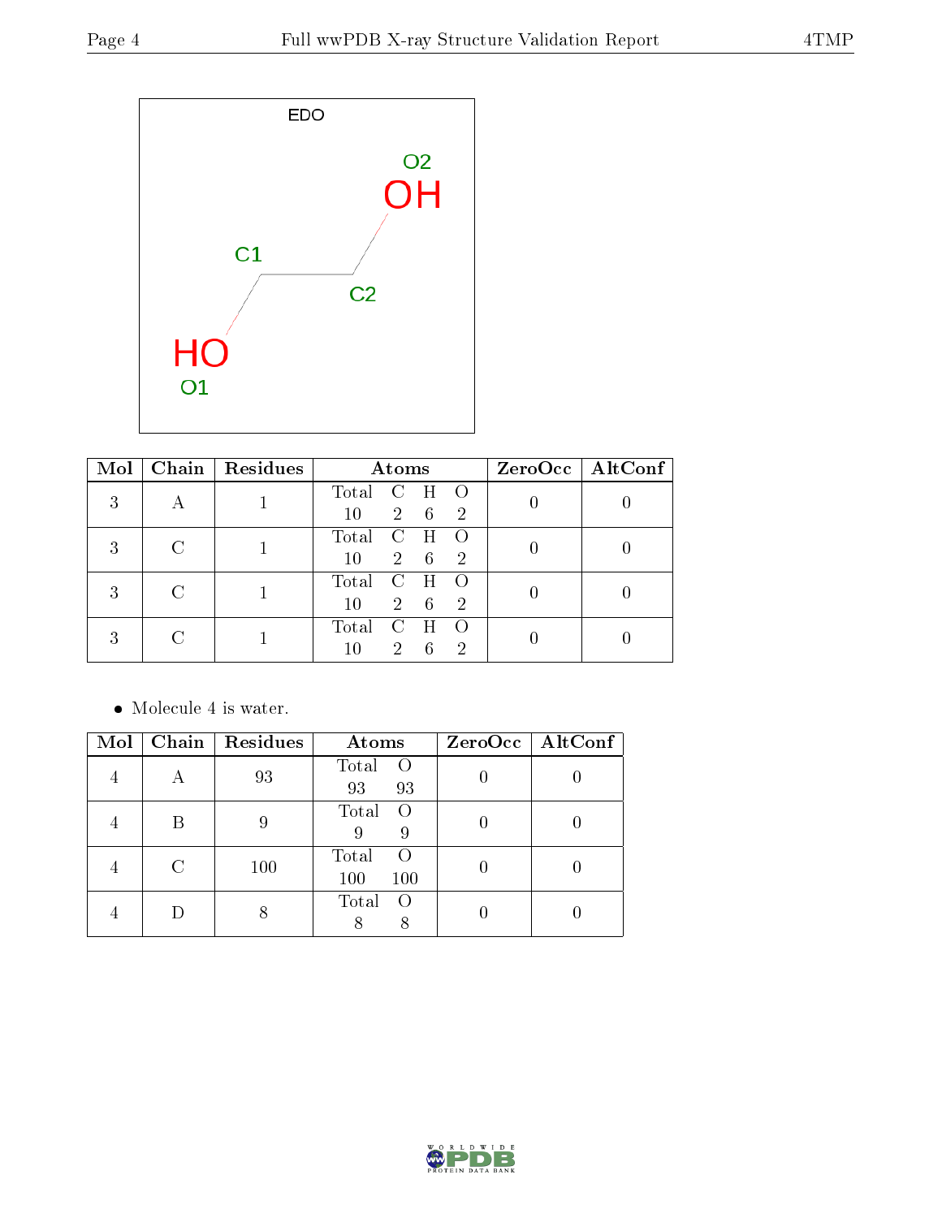| Mol | Chain | Residues | Atoms | ZeroOcc | AltConf |
|---|---|---|---|---|---|
| 3 | A | 1 | Total C H O<br>10 2 6 2 | 0 | 0 |
| 3 | C | 1 | Total C H O<br>10 2 6 2 | 0 | 0 |
| 3 | C | 1 | Total C H O<br>10 2 6 2 | 0 | 0 |
| 3 | C | 1 | Total C H O<br>10 2 6 2 | 0 | 0 |

- Molecule 4 is water.

| Mol | Chain | Residues | Atoms | ZeroOcc | AltConf |
|---|---|---|---|---|---|
| 4 | A | 93 | Total O<br>93 93 | 0 | 0 |
| 4 | B | 9 | Total O<br>9 9 | 0 | 0 |
| 4 | C | 100 | Total O<br>100 100 | 0 | 0 |
| 4 | D | 8 | Total O<br>8 8 | 0 | 0 |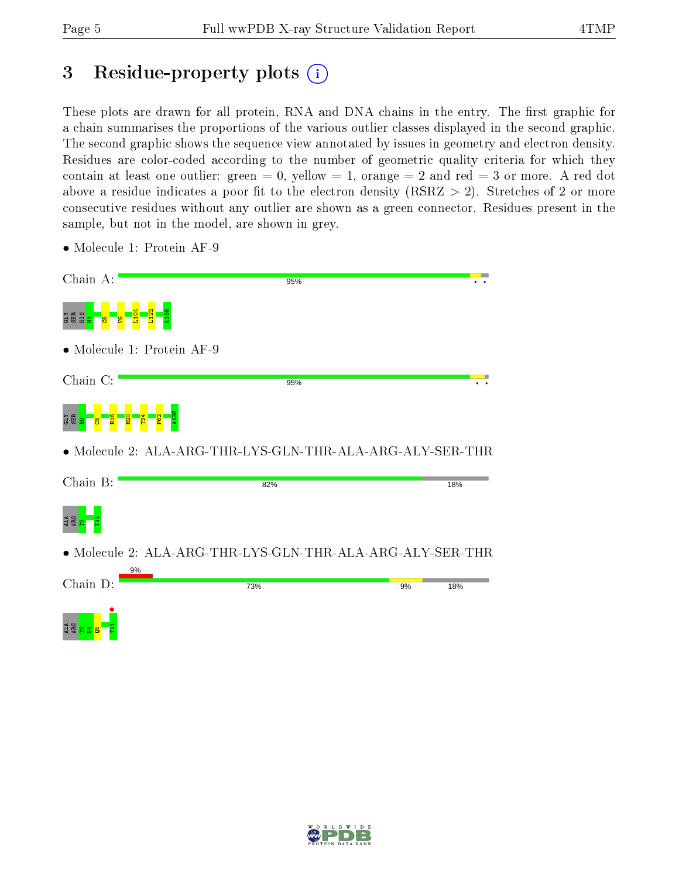# 3 Residue-property plots

These plots are drawn for all protein, RNA and DNA chains in the entry. The first graphic for a chain summarises the proportions of the various outlier classes displayed in the second graphic. The second graphic shows the sequence view annotated by issues in geometry and electron density. Residues are color-coded according to the number of geometric quality criteria for which they contain at least one outlier: green = 0, yellow = 1, orange = 2 and red = 3 or more. A red dot above a residue indicates a poor fit to the electron density (RSRZ > 2). Stretches of 2 or more consecutive residues without any outlier are shown as a green connector. Residues present in the sample, but not in the model, are shown in grey.

- Molecule 1: Protein AF-9

Chain A: 95%

GLY SER HIS M1 C5 V9 L104 L122 A138

- Molecule 1: Protein AF-9

Chain C: 95%

GLY SER H0 C5 R16 R20 T24 P62 A138

- Molecule 2: ALA-ARG-THR-LYS-GLN-THR-ALA-ARG-ALY-SER-THR

Chain B: 82% 18%

ALA ARG T3 T11

- Molecule 2: ALA-ARG-THR-LYS-GLN-THR-ALA-ARG-ALY-SER-THR

Chain D: 9% 73% 9% 18%

ALA ARG T3 K4 Q5 T11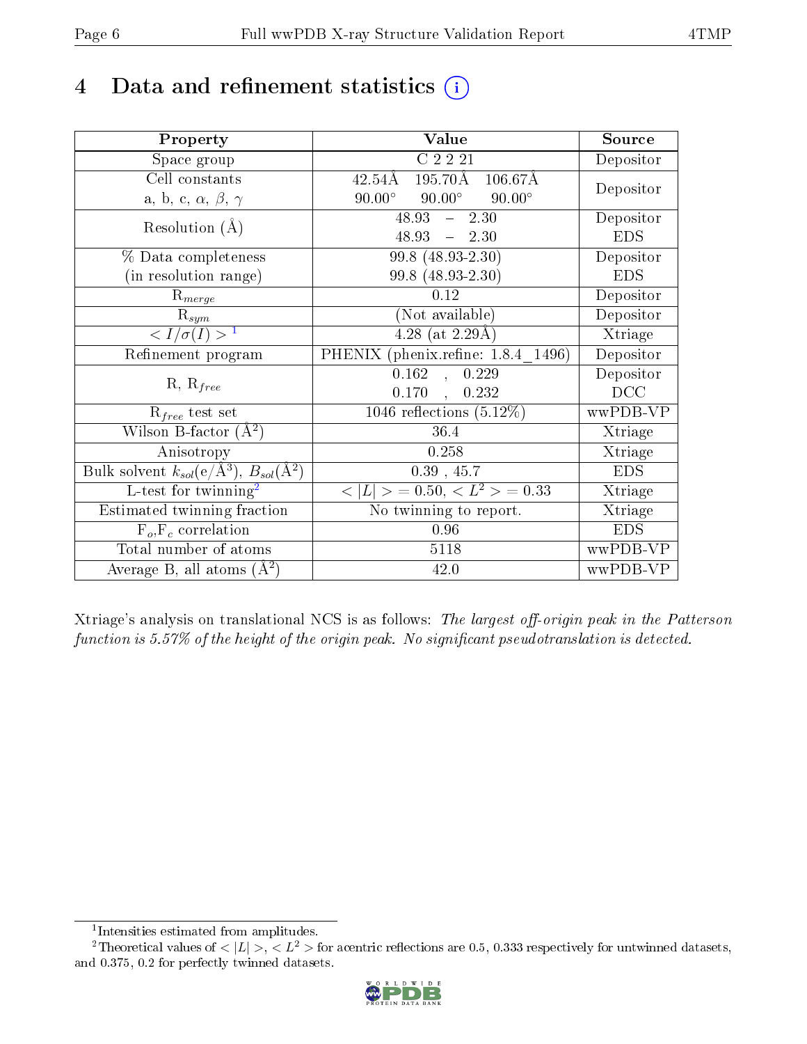# 4 Data and refinement statistics

| Property | Value | Source |
|---|---|---|
| Space group | C 2 2 21 | Depositor |
| Cell constants<br>a, b, c, $\alpha$, $\beta$, $\gamma$ | 42.54Å 195.70Å 106.67Å<br>90.00° 90.00° 90.00° | Depositor |
| Resolution (Å) | 48.93 – 2.30<br>48.93 – 2.30 | Depositor<br>EDS |
| % Data completeness<br>(in resolution range) | 99.8 (48.93-2.30)<br>99.8 (48.93-2.30) | Depositor<br>EDS |
| $R_{merge}$ | 0.12 | Depositor |
| $R_{sym}$ | (Not available) | Depositor |
| $< I/\sigma(I) >$ [1] | 4.28 (at 2.29Å) | Xtriage |
| Refinement program | PHENIX (phenix.refine: 1.8.4_1496) | Depositor |
| R, $R_{free}$ | 0.162 , 0.229<br>0.170 , 0.232 | Depositor<br>DCC |
| $R_{free}$ test set | 1046 reflections (5.12%) | wwPDB-VP |
| Wilson B-factor (Å$^2$) | 36.4 | Xtriage |
| Anisotropy | 0.258 | Xtriage |
| Bulk solvent $k_{sol}$(e/Å$^3$), $B_{sol}$(Å$^2$) | 0.39 , 45.7 | EDS |
| L-test for twinning[2] | $< \|L\| > = 0.50$, $< L^2 > = 0.33$ | Xtriage |
| Estimated twinning fraction | No twinning to report. | Xtriage |
| $F_o$,$F_c$ correlation | 0.96 | EDS |
| Total number of atoms | 5118 | wwPDB-VP |
| Average B, all atoms (Å$^2$) | 42.0 | wwPDB-VP |

Xtriage's analysis on translational NCS is as follows: *The largest off-origin peak in the Patterson function is 5.57% of the height of the origin peak. No significant pseudotranslation is detected.*

[1] Intensities estimated from amplitudes.

[2] Theoretical values of $< |L| >$, $< L^2 >$ for acentric reflections are 0.5, 0.333 respectively for untwinned datasets, and 0.375, 0.2 for perfectly twinned datasets.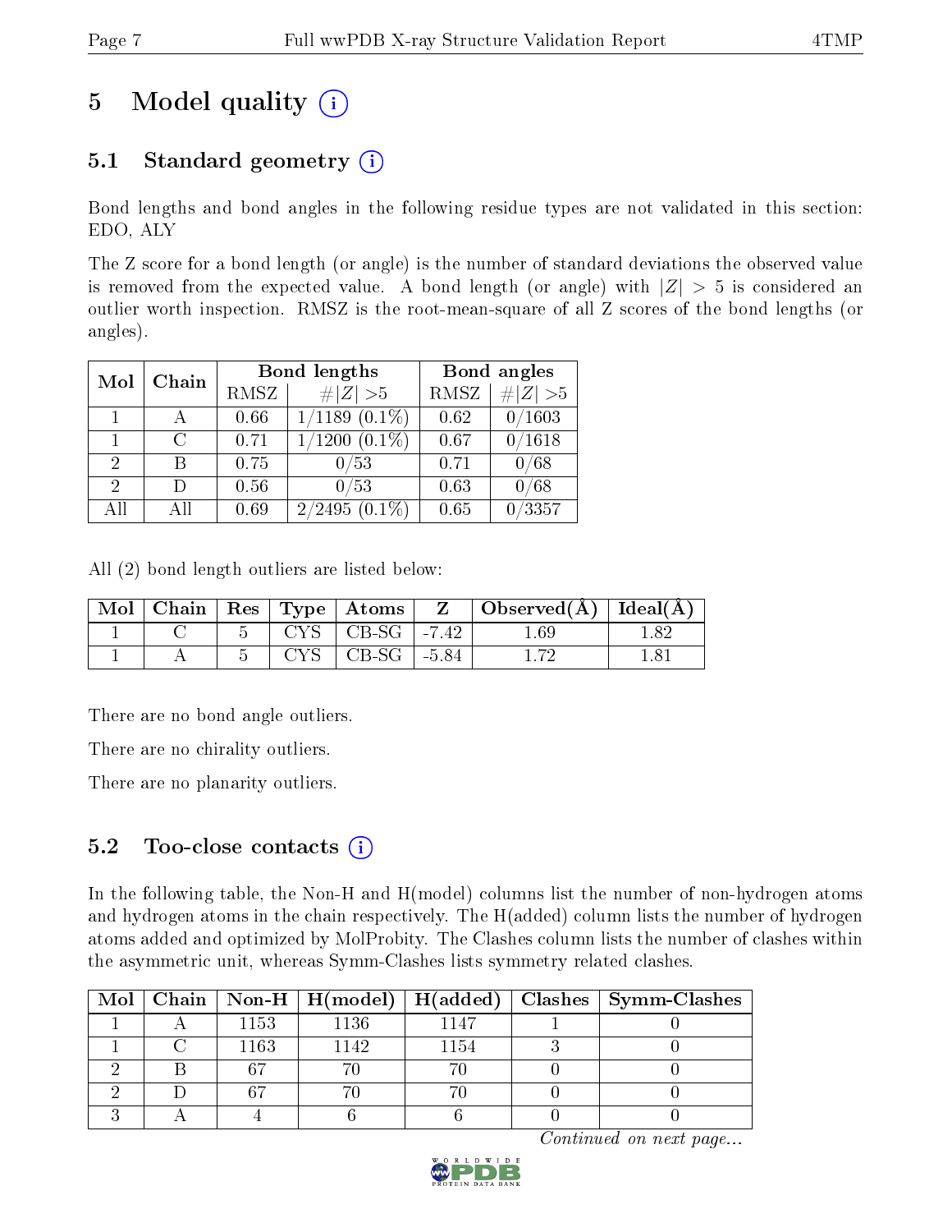# 5 Model quality (i)

## 5.1 Standard geometry (i)

Bond lengths and bond angles in the following residue types are not validated in this section: EDO, ALY

The Z score for a bond length (or angle) is the number of standard deviations the observed value is removed from the expected value. A bond length (or angle) with $|Z| > 5$ is considered an outlier worth inspection. RMSZ is the root-mean-square of all Z scores of the bond lengths (or angles).

| Mol | Chain | Bond lengths | | Bond angles | |
|---|---|---|---|---|---|
| | | RMSZ | $\#\|Z\| > 5$ | RMSZ | $\#\|Z\| > 5$ |
| 1 | A | 0.66 | 1/1189 (0.1%) | 0.62 | 0/1603 |
| 1 | C | 0.71 | 1/1200 (0.1%) | 0.67 | 0/1618 |
| 2 | B | 0.75 | 0/53 | 0.71 | 0/68 |
| 2 | D | 0.56 | 0/53 | 0.63 | 0/68 |
| All | All | 0.69 | 2/2495 (0.1%) | 0.65 | 0/3357 |

All (2) bond length outliers are listed below:

| Mol | Chain | Res | Type | Atoms | Z | Observed(Å) | Ideal(Å) |
|---|---|---|---|---|---|---|---|
| 1 | C | 5 | CYS | CB-SG | -7.42 | 1.69 | 1.82 |
| 1 | A | 5 | CYS | CB-SG | -5.84 | 1.72 | 1.81 |

There are no bond angle outliers.

There are no chirality outliers.

There are no planarity outliers.

## 5.2 Too-close contacts (i)

In the following table, the Non-H and H(model) columns list the number of non-hydrogen atoms and hydrogen atoms in the chain respectively. The H(added) column lists the number of hydrogen atoms added and optimized by MolProbity. The Clashes column lists the number of clashes within the asymmetric unit, whereas Symm-Clashes lists symmetry related clashes.

| Mol | Chain | Non-H | H(model) | H(added) | Clashes | Symm-Clashes |
|---|---|---|---|---|---|---|
| 1 | A | 1153 | 1136 | 1147 | 1 | 0 |
| 1 | C | 1163 | 1142 | 1154 | 3 | 0 |
| 2 | B | 67 | 70 | 70 | 0 | 0 |
| 2 | D | 67 | 70 | 70 | 0 | 0 |
| 3 | A | 4 | 6 | 6 | 0 | 0 |

*Continued on next page...*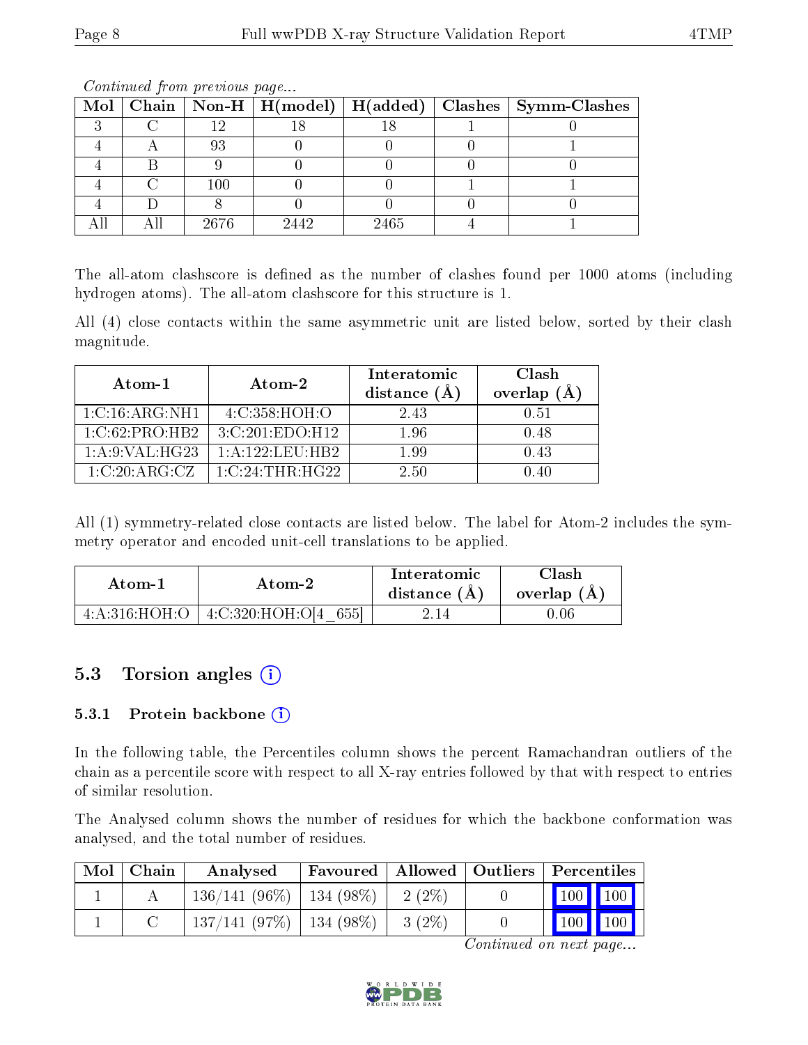*Continued from previous page...*

| Mol | Chain | Non-H | H(model) | H(added) | Clashes | Symm-Clashes |
|---|---|---|---|---|---|---|
| 3 | C | 12 | 18 | 18 | 1 | 0 |
| 4 | A | 93 | 0 | 0 | 0 | 1 |
| 4 | B | 9 | 0 | 0 | 0 | 0 |
| 4 | C | 100 | 0 | 0 | 1 | 1 |
| 4 | D | 8 | 0 | 0 | 0 | 0 |
| All | All | 2676 | 2442 | 2465 | 4 | 1 |

The all-atom clashscore is defined as the number of clashes found per 1000 atoms (including hydrogen atoms). The all-atom clashscore for this structure is 1.

All (4) close contacts within the same asymmetric unit are listed below, sorted by their clash magnitude.

| Atom-1 | Atom-2 | Interatomic distance (Å) | Clash overlap (Å) |
|---|---|---|---|
| 1:C:16:ARG:NH1 | 4:C:358:HOH:O | 2.43 | 0.51 |
| 1:C:62:PRO:HB2 | 3:C:201:EDO:H12 | 1.96 | 0.48 |
| 1:A:9:VAL:HG23 | 1:A:122:LEU:HB2 | 1.99 | 0.43 |
| 1:C:20:ARG:CZ | 1:C:24:THR:HG22 | 2.50 | 0.40 |

All (1) symmetry-related close contacts are listed below. The label for Atom-2 includes the symmetry operator and encoded unit-cell translations to be applied.

| Atom-1 | Atom-2 | Interatomic distance (Å) | Clash overlap (Å) |
|---|---|---|---|
| 4:A:316:HOH:O | 4:C:320:HOH:O[4_655] | 2.14 | 0.06 |

## 5.3 Torsion angles

### 5.3.1 Protein backbone

In the following table, the Percentiles column shows the percent Ramachandran outliers of the chain as a percentile score with respect to all X-ray entries followed by that with respect to entries of similar resolution.

The Analysed column shows the number of residues for which the backbone conformation was analysed, and the total number of residues.

| Mol | Chain | Analysed | Favoured | Allowed | Outliers | Percentiles | |
|---|---|---|---|---|---|---|---|
| 1 | A | 136/141 (96%) | 134 (98%) | 2 (2%) | 0 | 100 | 100 |
| 1 | C | 137/141 (97%) | 134 (98%) | 3 (2%) | 0 | 100 | 100 |

*Continued on next page...*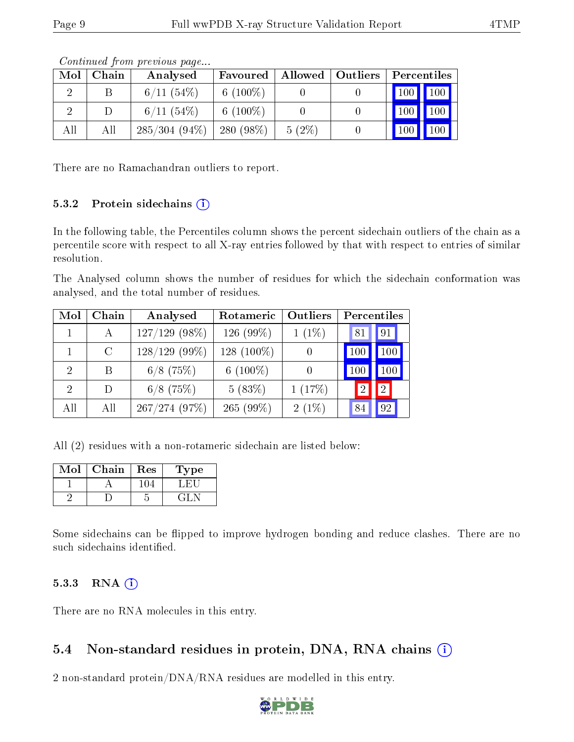*Continued from previous page...*

| Mol | Chain | Analysed | Favoured | Allowed | Outliers | Percentiles | |
|---|---|---|---|---|---|---|---|
| 2 | B | 6/11 (54%) | 6 (100%) | 0 | 0 | 100 | 100 |
| 2 | D | 6/11 (54%) | 6 (100%) | 0 | 0 | 100 | 100 |
| All | All | 285/304 (94%) | 280 (98%) | 5 (2%) | 0 | 100 | 100 |

There are no Ramachandran outliers to report.

### 5.3.2 Protein sidechains

In the following table, the Percentiles column shows the percent sidechain outliers of the chain as a percentile score with respect to all X-ray entries followed by that with respect to entries of similar resolution.

The Analysed column shows the number of residues for which the sidechain conformation was analysed, and the total number of residues.

| Mol | Chain | Analysed | Rotameric | Outliers | Percentiles | |
|---|---|---|---|---|---|---|
| 1 | A | 127/129 (98%) | 126 (99%) | 1 (1%) | 81 | 91 |
| 1 | C | 128/129 (99%) | 128 (100%) | 0 | 100 | 100 |
| 2 | B | 6/8 (75%) | 6 (100%) | 0 | 100 | 100 |
| 2 | D | 6/8 (75%) | 5 (83%) | 1 (17%) | 2 | 2 |
| All | All | 267/274 (97%) | 265 (99%) | 2 (1%) | 84 | 92 |

All (2) residues with a non-rotameric sidechain are listed below:

| Mol | Chain | Res | Type |
|---|---|---|---|
| 1 | A | 104 | LEU |
| 2 | D | 5 | GLN |

Some sidechains can be flipped to improve hydrogen bonding and reduce clashes. There are no such sidechains identified.

### 5.3.3 RNA

There are no RNA molecules in this entry.

## 5.4 Non-standard residues in protein, DNA, RNA chains

2 non-standard protein/DNA/RNA residues are modelled in this entry.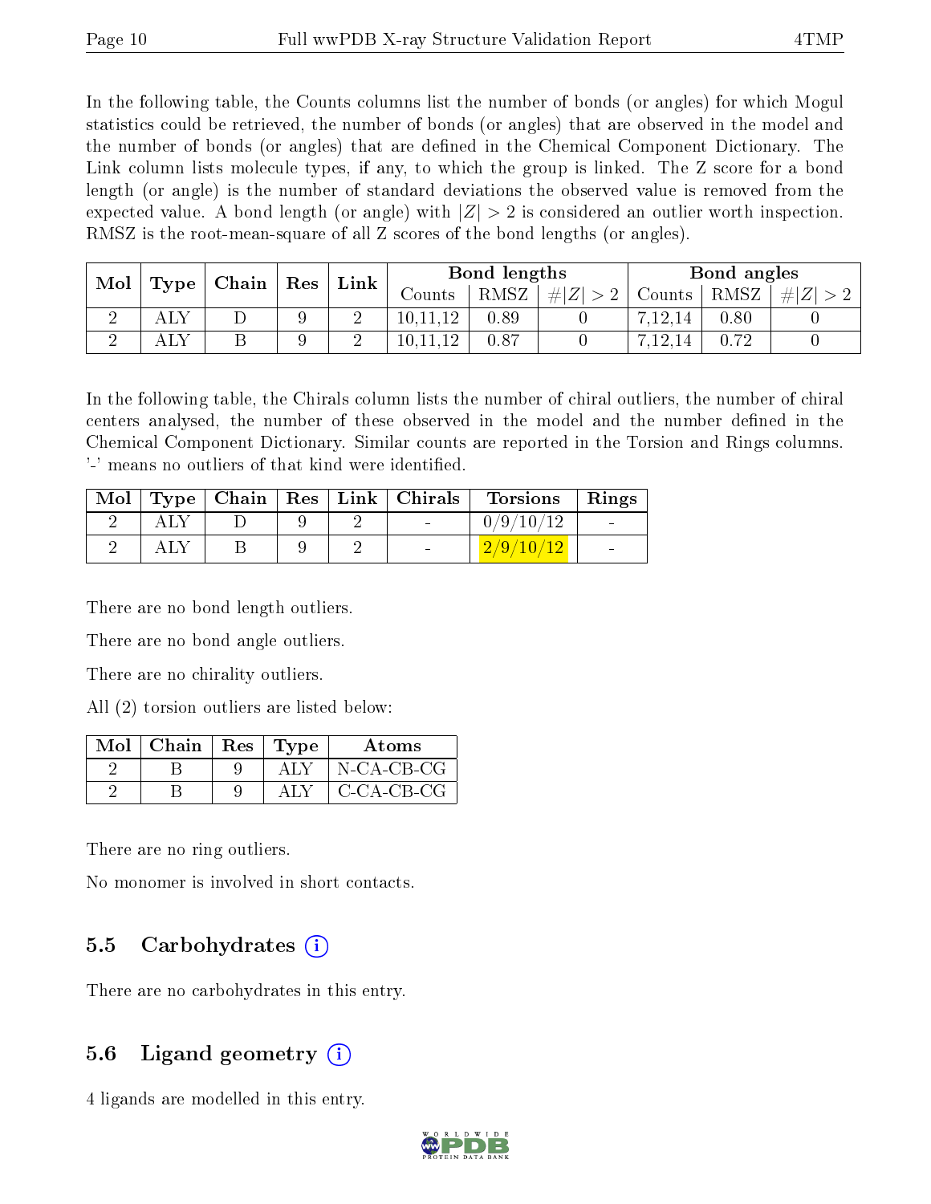In the following table, the Counts columns list the number of bonds (or angles) for which Mogul statistics could be retrieved, the number of bonds (or angles) that are observed in the model and the number of bonds (or angles) that are defined in the Chemical Component Dictionary. The Link column lists molecule types, if any, to which the group is linked. The Z score for a bond length (or angle) is the number of standard deviations the observed value is removed from the expected value. A bond length (or angle) with $|Z| > 2$ is considered an outlier worth inspection. RMSZ is the root-mean-square of all Z scores of the bond lengths (or angles).

| Mol | Type | Chain | Res | Link | Bond lengths | | | Bond angles | | |
|---|---|---|---|---|---|---|---|---|---|---|
| | | | | | Counts | RMSZ | $\#\|Z\| > 2$ | Counts | RMSZ | $\#\|Z\| > 2$ |
| 2 | ALY | D | 9 | 2 | 10,11,12 | 0.89 | 0 | 7,12,14 | 0.80 | 0 |
| 2 | ALY | B | 9 | 2 | 10,11,12 | 0.87 | 0 | 7,12,14 | 0.72 | 0 |

In the following table, the Chirals column lists the number of chiral outliers, the number of chiral centers analysed, the number of these observed in the model and the number defined in the Chemical Component Dictionary. Similar counts are reported in the Torsion and Rings columns. '-' means no outliers of that kind were identified.

| Mol | Type | Chain | Res | Link | Chirals | Torsions | Rings |
|---|---|---|---|---|---|---|---|
| 2 | ALY | D | 9 | 2 | - | 0/9/10/12 | - |
| 2 | ALY | B | 9 | 2 | - | 2/9/10/12 | - |

There are no bond length outliers.

There are no bond angle outliers.

There are no chirality outliers.

All (2) torsion outliers are listed below:

| Mol | Chain | Res | Type | Atoms |
|---|---|---|---|---|
| 2 | B | 9 | ALY | N-CA-CB-CG |
| 2 | B | 9 | ALY | C-CA-CB-CG |

There are no ring outliers.

No monomer is involved in short contacts.

## 5.5 Carbohydrates

There are no carbohydrates in this entry.

## 5.6 Ligand geometry

4 ligands are modelled in this entry.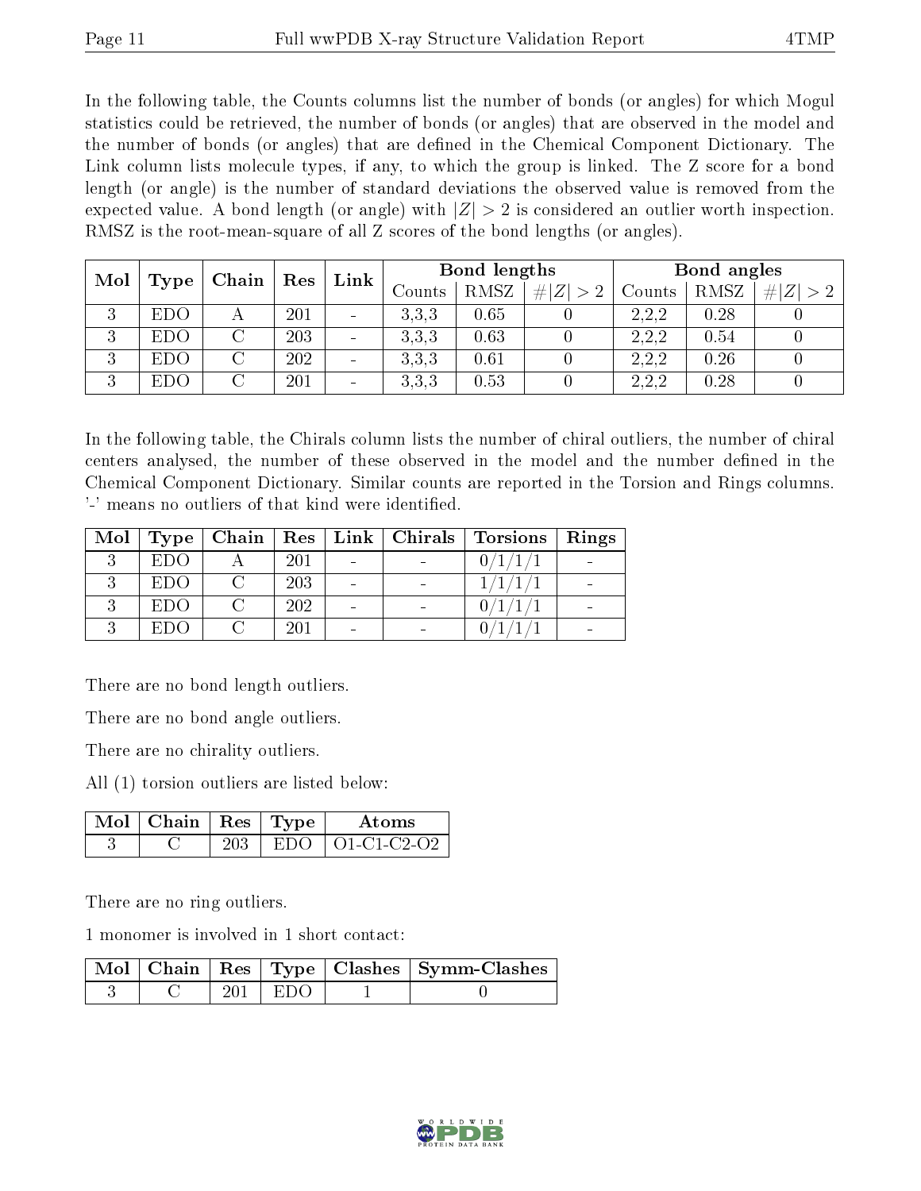In the following table, the Counts columns list the number of bonds (or angles) for which Mogul statistics could be retrieved, the number of bonds (or angles) that are observed in the model and the number of bonds (or angles) that are defined in the Chemical Component Dictionary. The Link column lists molecule types, if any, to which the group is linked. The Z score for a bond length (or angle) is the number of standard deviations the observed value is removed from the expected value. A bond length (or angle) with $|Z| > 2$ is considered an outlier worth inspection. RMSZ is the root-mean-square of all Z scores of the bond lengths (or angles).

| Mol | Type | Chain | Res | Link | Bond lengths | | | Bond angles | | |
|---|---|---|---|---|---|---|---|---|---|---|
| | | | | | Counts | RMSZ | $\#\|Z\| > 2$ | Counts | RMSZ | $\#\|Z\| > 2$ |
| 3 | EDO | A | 201 | - | 3,3,3 | 0.65 | 0 | 2,2,2 | 0.28 | 0 |
| 3 | EDO | C | 203 | - | 3,3,3 | 0.63 | 0 | 2,2,2 | 0.54 | 0 |
| 3 | EDO | C | 202 | - | 3,3,3 | 0.61 | 0 | 2,2,2 | 0.26 | 0 |
| 3 | EDO | C | 201 | - | 3,3,3 | 0.53 | 0 | 2,2,2 | 0.28 | 0 |

In the following table, the Chirals column lists the number of chiral outliers, the number of chiral centers analysed, the number of these observed in the model and the number defined in the Chemical Component Dictionary. Similar counts are reported in the Torsion and Rings columns. '-' means no outliers of that kind were identified.

| Mol | Type | Chain | Res | Link | Chirals | Torsions | Rings |
|---|---|---|---|---|---|---|---|
| 3 | EDO | A | 201 | - | - | 0/1/1/1 | - |
| 3 | EDO | C | 203 | - | - | 1/1/1/1 | - |
| 3 | EDO | C | 202 | - | - | 0/1/1/1 | - |
| 3 | EDO | C | 201 | - | - | 0/1/1/1 | - |

There are no bond length outliers.

There are no bond angle outliers.

There are no chirality outliers.

All (1) torsion outliers are listed below:

| Mol | Chain | Res | Type | Atoms |
|---|---|---|---|---|
| 3 | C | 203 | EDO | O1-C1-C2-O2 |

There are no ring outliers.

1 monomer is involved in 1 short contact:

| Mol | Chain | Res | Type | Clashes | Symm-Clashes |
|---|---|---|---|---|---|
| 3 | C | 201 | EDO | 1 | 0 |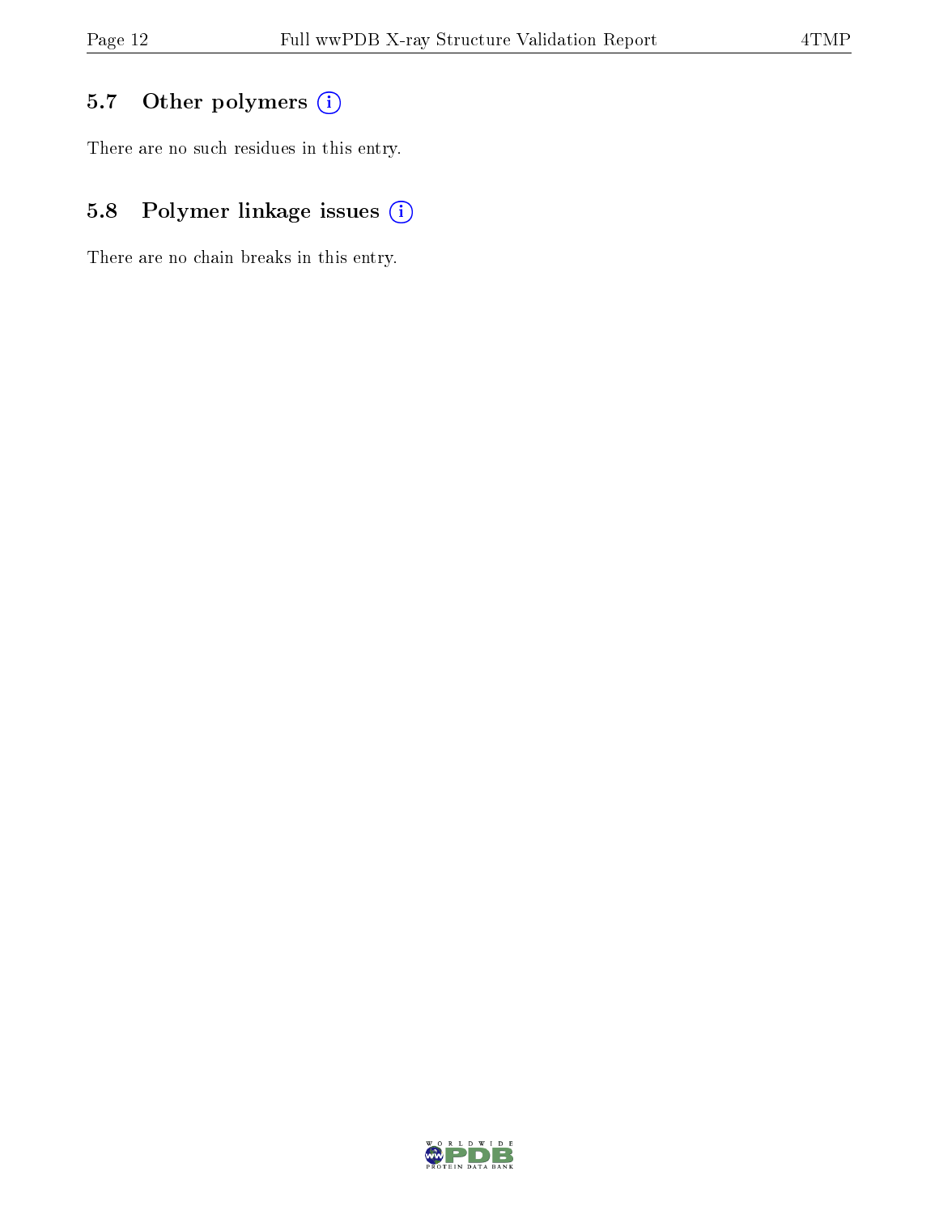### 5.7 Other polymers

There are no such residues in this entry.

### 5.8 Polymer linkage issues

There are no chain breaks in this entry.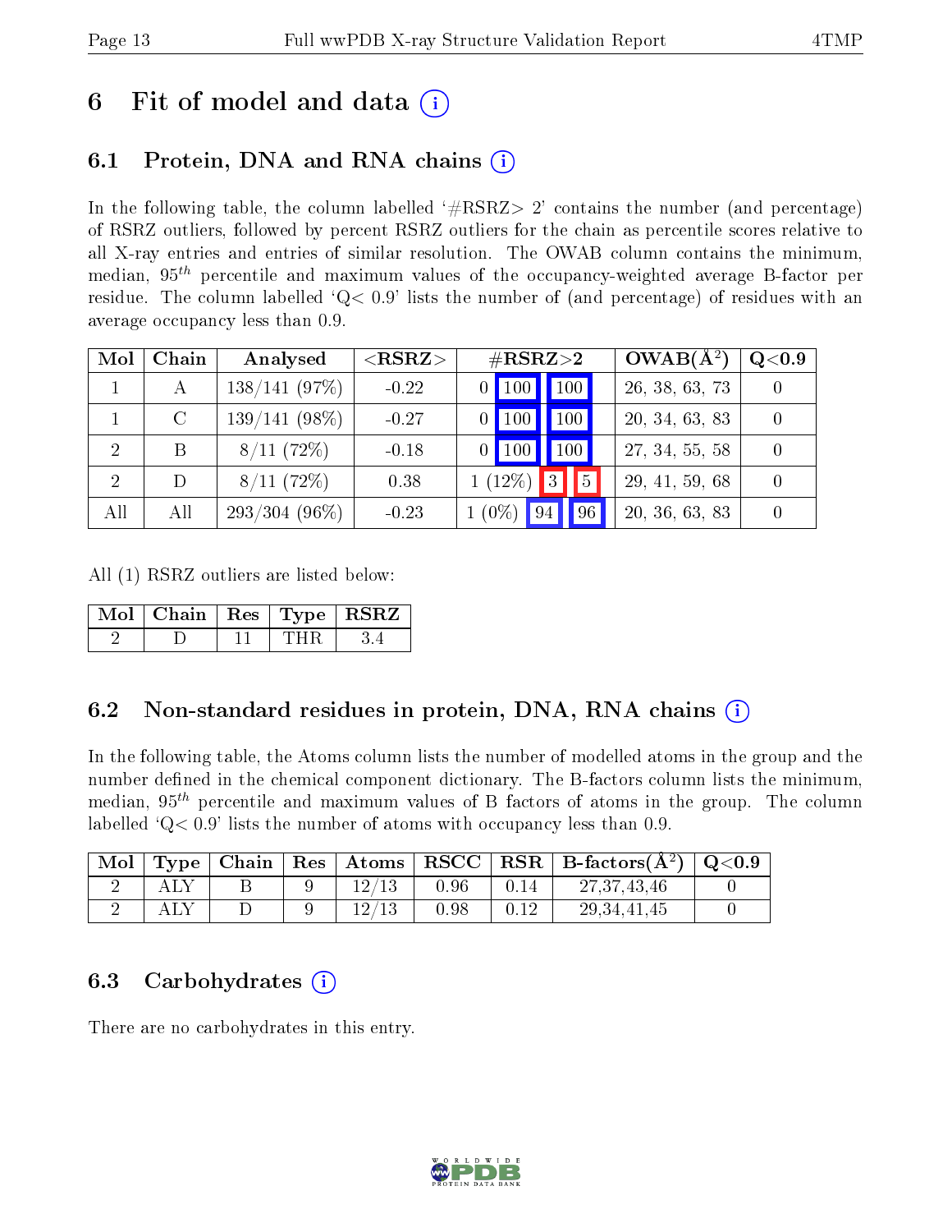# 6 Fit of model and data (i)

## 6.1 Protein, DNA and RNA chains (i)

In the following table, the column labelled '#RSRZ> 2' contains the number (and percentage) of RSRZ outliers, followed by percent RSRZ outliers for the chain as percentile scores relative to all X-ray entries and entries of similar resolution. The OWAB column contains the minimum, median, $95^{th}$ percentile and maximum values of the occupancy-weighted average B-factor per residue. The column labelled 'Q< 0.9' lists the number of (and percentage) of residues with an average occupancy less than 0.9.

| Mol | Chain | Analysed | <RSRZ> | #RSRZ>2 | | | OWAB($Å^2$) | Q<0.9 |
|---|---|---|---|---|---|---|---|---|
| 1 | A | 138/141 (97%) | -0.22 | 0 | 100 | 100 | 26, 38, 63, 73 | 0 |
| 1 | C | 139/141 (98%) | -0.27 | 0 | 100 | 100 | 20, 34, 63, 83 | 0 |
| 2 | B | 8/11 (72%) | -0.18 | 0 | 100 | 100 | 27, 34, 55, 58 | 0 |
| 2 | D | 8/11 (72%) | 0.38 | 1 (12%) | 3 | 5 | 29, 41, 59, 68 | 0 |
| All | All | 293/304 (96%) | -0.23 | 1 (0%) | 94 | 96 | 20, 36, 63, 83 | 0 |

All (1) RSRZ outliers are listed below:

| Mol | Chain | Res | Type | RSRZ |
|---|---|---|---|---|
| 2 | D | 11 | THR | 3.4 |

## 6.2 Non-standard residues in protein, DNA, RNA chains (i)

In the following table, the Atoms column lists the number of modelled atoms in the group and the number defined in the chemical component dictionary. The B-factors column lists the minimum, median, $95^{th}$ percentile and maximum values of B factors of atoms in the group. The column labelled 'Q< 0.9' lists the number of atoms with occupancy less than 0.9.

| Mol | Type | Chain | Res | Atoms | RSCC | RSR | B-factors($Å^2$) | Q<0.9 |
|---|---|---|---|---|---|---|---|---|
| 2 | ALY | B | 9 | 12/13 | 0.96 | 0.14 | 27,37,43,46 | 0 |
| 2 | ALY | D | 9 | 12/13 | 0.98 | 0.12 | 29,34,41,45 | 0 |

## 6.3 Carbohydrates (i)

There are no carbohydrates in this entry.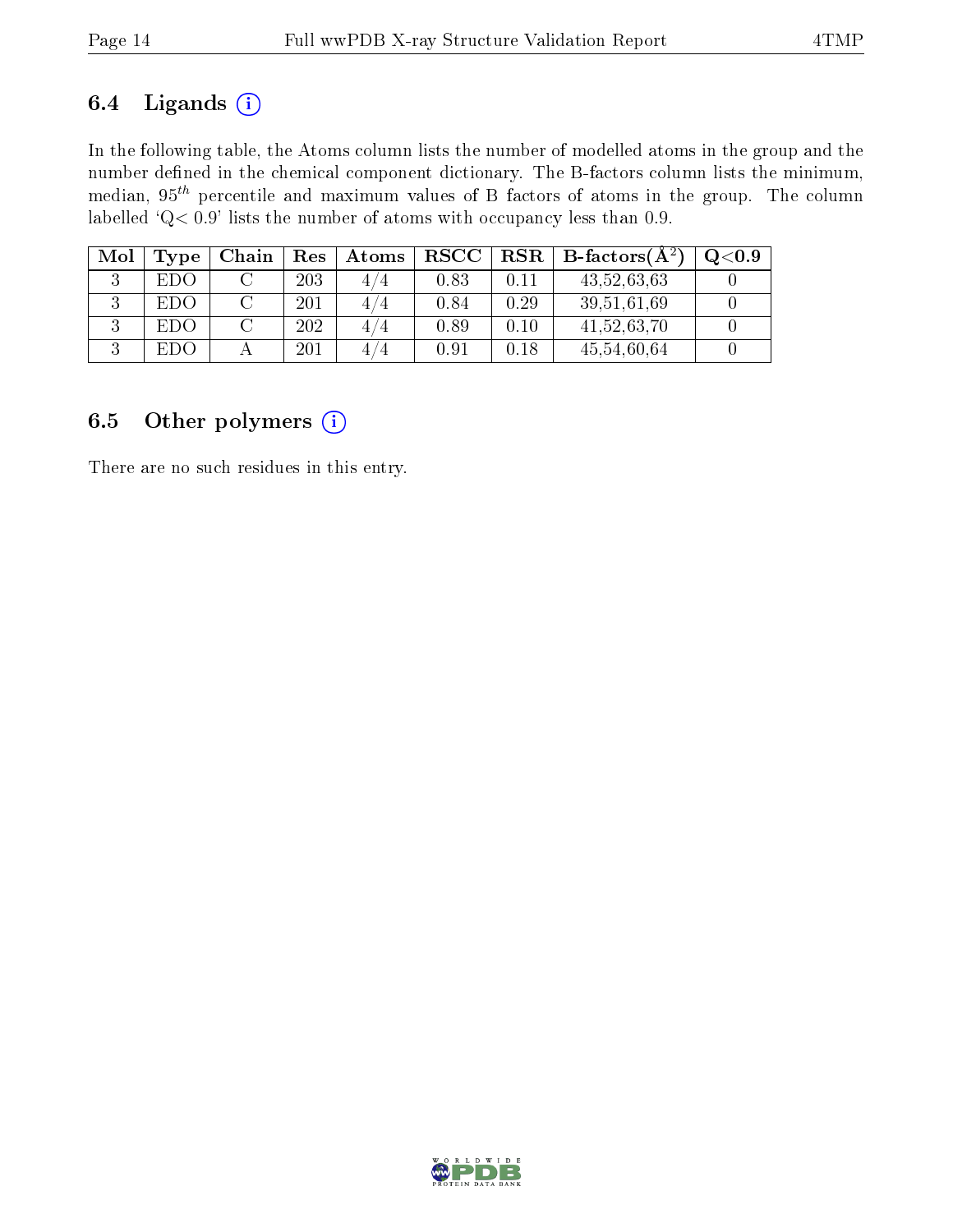### 6.4 Ligands (i)

In the following table, the Atoms column lists the number of modelled atoms in the group and the number defined in the chemical component dictionary. The B-factors column lists the minimum, median, $95^{th}$ percentile and maximum values of B factors of atoms in the group. The column labelled 'Q< 0.9' lists the number of atoms with occupancy less than 0.9.

| Mol | Type | Chain | Res | Atoms | RSCC | RSR | B-factors($Å^2$) | Q<0.9 |
|---|---|---|---|---|---|---|---|---|
| 3 | EDO | C | 203 | 4/4 | 0.83 | 0.11 | 43,52,63,63 | 0 |
| 3 | EDO | C | 201 | 4/4 | 0.84 | 0.29 | 39,51,61,69 | 0 |
| 3 | EDO | C | 202 | 4/4 | 0.89 | 0.10 | 41,52,63,70 | 0 |
| 3 | EDO | A | 201 | 4/4 | 0.91 | 0.18 | 45,54,60,64 | 0 |

### 6.5 Other polymers (i)

There are no such residues in this entry.